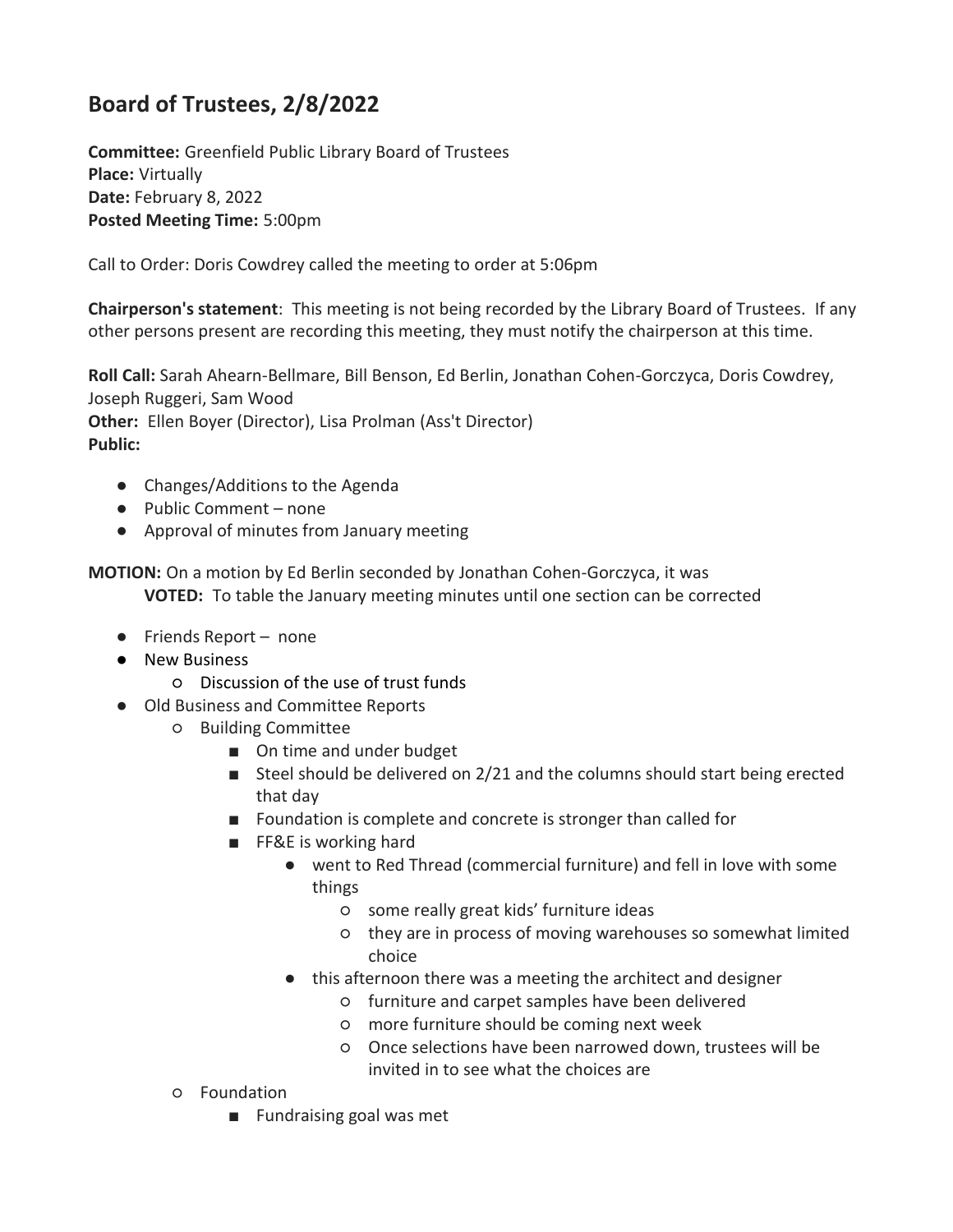# Board of Trustees, 2/8/2022

**Committee:** Greenfield Public Library Board of Trustees
**Place:** Virtually
**Date:** February 8, 2022
**Posted Meeting Time:** 5:00pm

Call to Order: Doris Cowdrey called the meeting to order at 5:06pm

**Chairperson's statement**: This meeting is not being recorded by the Library Board of Trustees. If any other persons present are recording this meeting, they must notify the chairperson at this time.

**Roll Call:** Sarah Ahearn-Bellmare, Bill Benson, Ed Berlin, Jonathan Cohen-Gorczyca, Doris Cowdrey, Joseph Ruggeri, Sam Wood
**Other:** Ellen Boyer (Director), Lisa Prolman (Ass't Director)
**Public:**

- Changes/Additions to the Agenda
- Public Comment – none
- Approval of minutes from January meeting

**MOTION:** On a motion by Ed Berlin seconded by Jonathan Cohen-Gorczyca, it was
**VOTED:** To table the January meeting minutes until one section can be corrected

- Friends Report – none
- New Business
  - Discussion of the use of trust funds
- Old Business and Committee Reports
  - Building Committee
    - On time and under budget
    - Steel should be delivered on 2/21 and the columns should start being erected that day
    - Foundation is complete and concrete is stronger than called for
    - FF&E is working hard
      - went to Red Thread (commercial furniture) and fell in love with some things
        - some really great kids' furniture ideas
        - they are in process of moving warehouses so somewhat limited choice
      - this afternoon there was a meeting the architect and designer
        - furniture and carpet samples have been delivered
        - more furniture should be coming next week
        - Once selections have been narrowed down, trustees will be invited in to see what the choices are
  - Foundation
    - Fundraising goal was met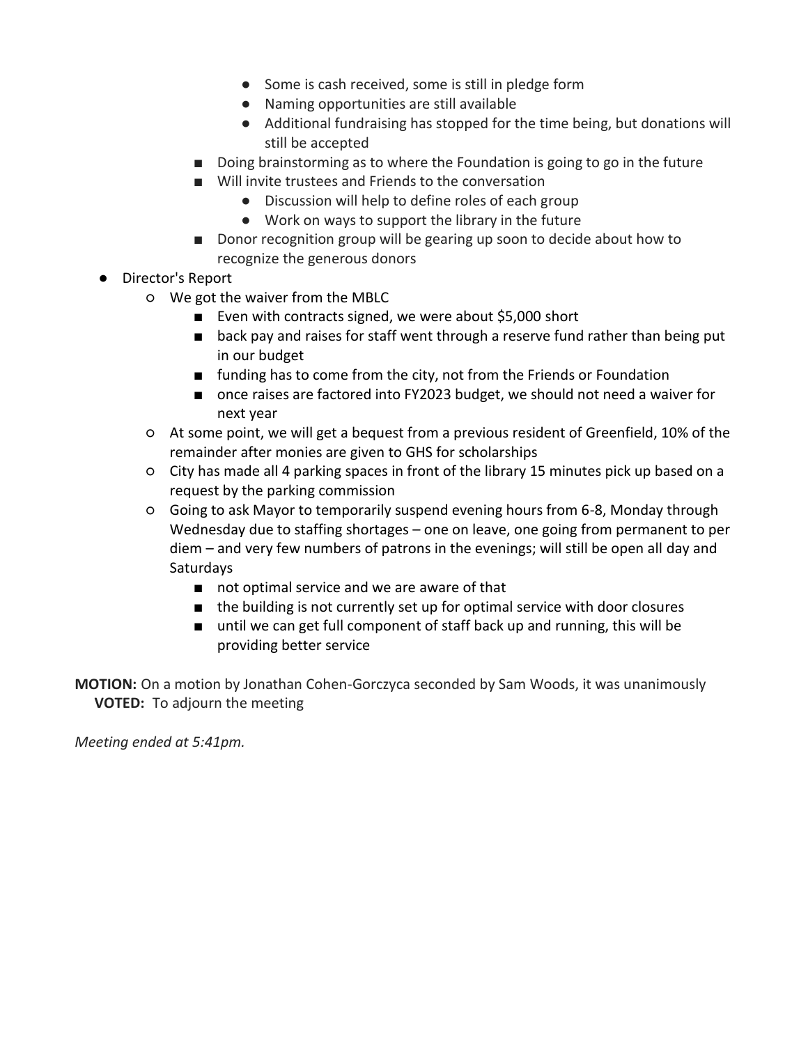- Some is cash received, some is still in pledge form
            - Naming opportunities are still available
            - Additional fundraising has stopped for the time being, but donations will still be accepted
        - Doing brainstorming as to where the Foundation is going to go in the future
        - Will invite trustees and Friends to the conversation
            - Discussion will help to define roles of each group
            - Work on ways to support the library in the future
        - Donor recognition group will be gearing up soon to decide about how to recognize the generous donors
- Director's Report
    - We got the waiver from the MBLC
        - Even with contracts signed, we were about $5,000 short
        - back pay and raises for staff went through a reserve fund rather than being put in our budget
        - funding has to come from the city, not from the Friends or Foundation
        - once raises are factored into FY2023 budget, we should not need a waiver for next year
    - At some point, we will get a bequest from a previous resident of Greenfield, 10% of the remainder after monies are given to GHS for scholarships
    - City has made all 4 parking spaces in front of the library 15 minutes pick up based on a request by the parking commission
    - Going to ask Mayor to temporarily suspend evening hours from 6-8, Monday through Wednesday due to staffing shortages – one on leave, one going from permanent to per diem – and very few numbers of patrons in the evenings; will still be open all day and Saturdays
        - not optimal service and we are aware of that
        - the building is not currently set up for optimal service with door closures
        - until we can get full component of staff back up and running, this will be providing better service

**MOTION:** On a motion by Jonathan Cohen-Gorczyca seconded by Sam Woods, it was unanimously
**VOTED:** To adjourn the meeting

*Meeting ended at 5:41pm.*